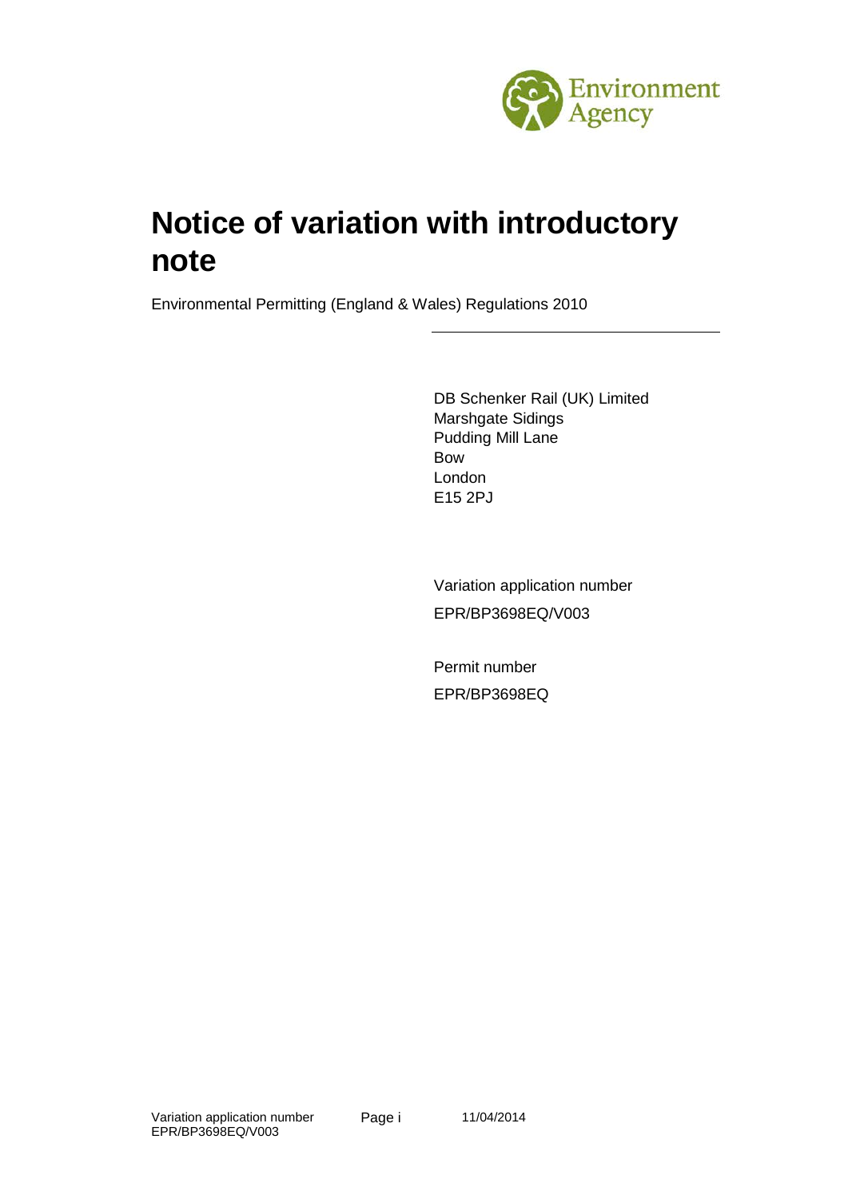# Notice of variation with introductory note

Environmental Permitting (England & Wales) Regulations 2010

DB Schenker Rail (UK) Limited
Marshgate Sidings
Pudding Mill Lane
Bow
London
E15 2PJ

Variation application number

EPR/BP3698EQ/V003

Permit number

EPR/BP3698EQ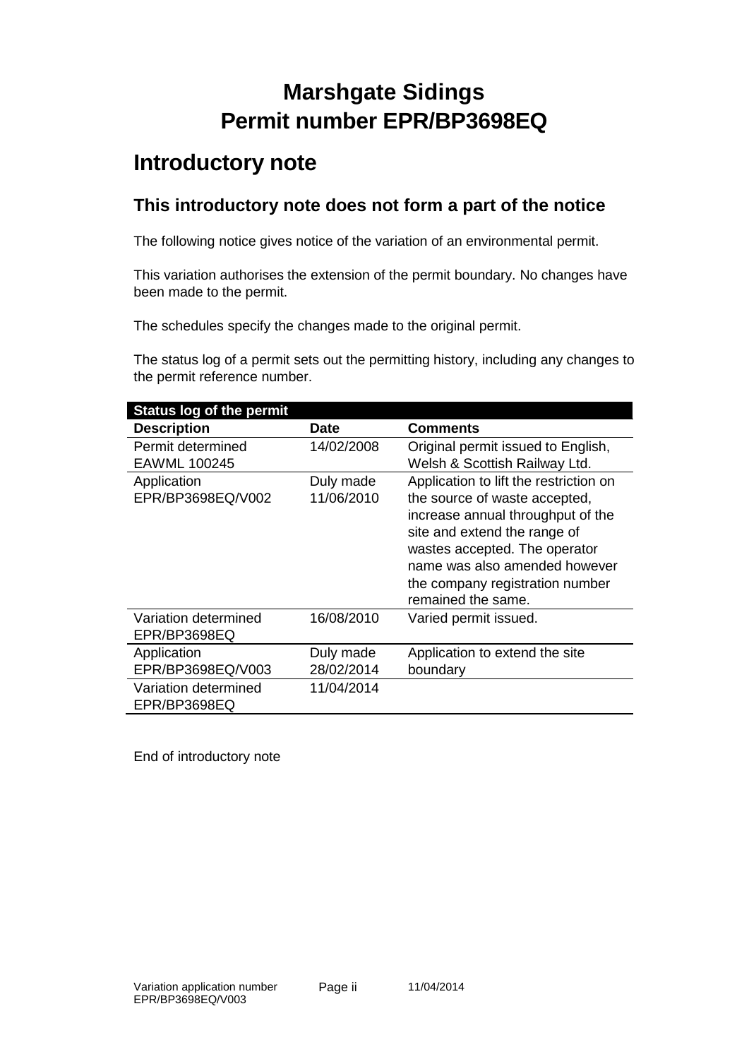# Marshgate Sidings
# Permit number EPR/BP3698EQ

## Introductory note

### This introductory note does not form a part of the notice

The following notice gives notice of the variation of an environmental permit.

This variation authorises the extension of the permit boundary. No changes have been made to the permit.

The schedules specify the changes made to the original permit.

The status log of a permit sets out the permitting history, including any changes to the permit reference number.

| **Status log of the permit** | | |
|---|---|---|
| **Description** | **Date** | **Comments** |
| Permit determined EAWML 100245 | 14/02/2008 | Original permit issued to English, Welsh & Scottish Railway Ltd. |
| Application EPR/BP3698EQ/V002 | Duly made 11/06/2010 | Application to lift the restriction on the source of waste accepted, increase annual throughput of the site and extend the range of wastes accepted. The operator name was also amended however the company registration number remained the same. |
| Variation determined EPR/BP3698EQ | 16/08/2010 | Varied permit issued. |
| Application EPR/BP3698EQ/V003 | Duly made 28/02/2014 | Application to extend the site boundary |
| Variation determined EPR/BP3698EQ | 11/04/2014 | |

End of introductory note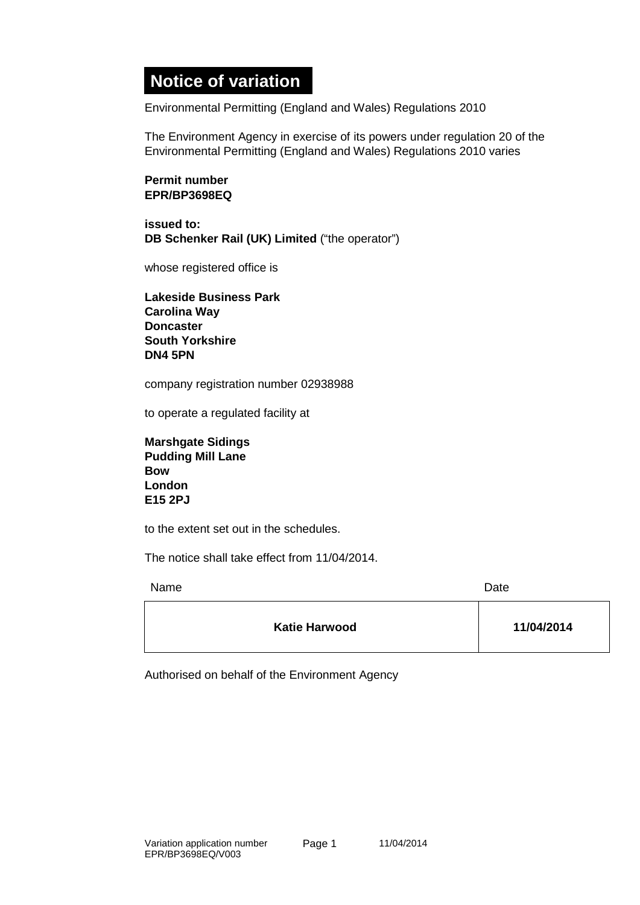# Notice of variation

Environmental Permitting (England and Wales) Regulations 2010

The Environment Agency in exercise of its powers under regulation 20 of the Environmental Permitting (England and Wales) Regulations 2010 varies

**Permit number**
**EPR/BP3698EQ**

**issued to:**
**DB Schenker Rail (UK) Limited** ("the operator")

whose registered office is

**Lakeside Business Park**
**Carolina Way**
**Doncaster**
**South Yorkshire**
**DN4 5PN**

company registration number 02938988

to operate a regulated facility at

**Marshgate Sidings**
**Pudding Mill Lane**
**Bow**
**London**
**E15 2PJ**

to the extent set out in the schedules.

The notice shall take effect from 11/04/2014.

| Name | Date |
|---|---|
| **Katie Harwood** | **11/04/2014** |

Authorised on behalf of the Environment Agency

Variation application number EPR/BP3698EQ/V003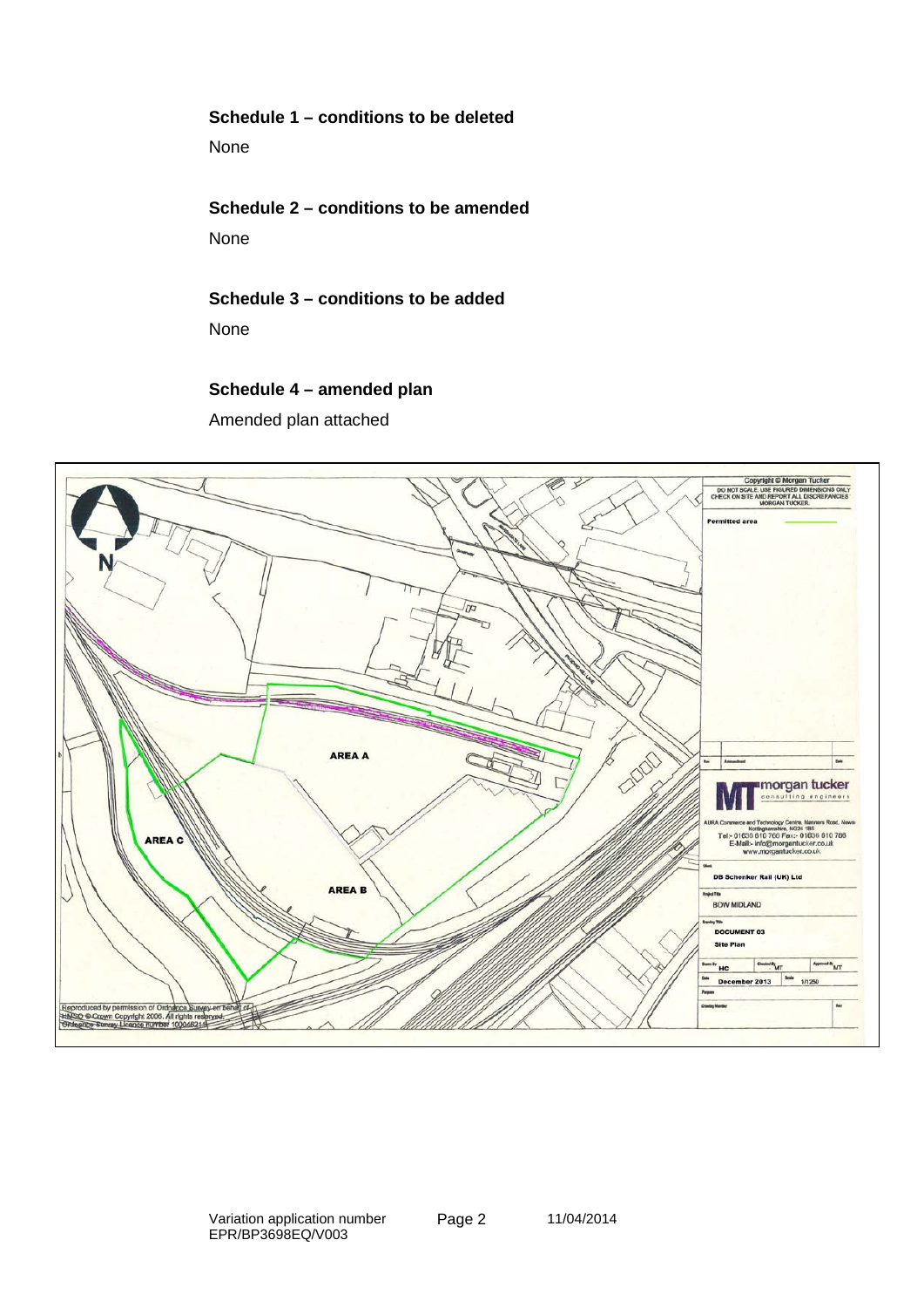**Schedule 1 – conditions to be deleted**

None

**Schedule 2 – conditions to be amended**

None

**Schedule 3 – conditions to be added**

None

**Schedule 4 – amended plan**

Amended plan attached

Copyright © Morgan Tucker
DO NOT SCALE. USE FIGURED DIMENSIONS ONLY
CHECK ON SITE AND REPORT ALL DISCREPANCIES
MORGAN TUCKER.

Permitted area

AREA A

AREA B

AREA C

N

morgan tucker
consulting engineers

AURA Commerce and Technology Centre, Manners Road, Newark
Nottinghamshire, NG24 1BS
Tel:- 01636 610 766 Fax:- 01636 610 766
E-Mail:- info@morgantucker.co.uk
www.morgantucker.co.uk

DB Schenker Rail (UK) Ltd

BOW MIDLAND

DOCUMENT 03
Site Plan

HC | MT | MT

December 2013 | 1/1250

Reproduced by permission of Ordnance Survey on behalf of HMSO © Crown Copyright 2006. All rights reserved. Ordnance Survey Licence number 100046214

Variation application number
EPR/BP3698EQ/V003

11/04/2014